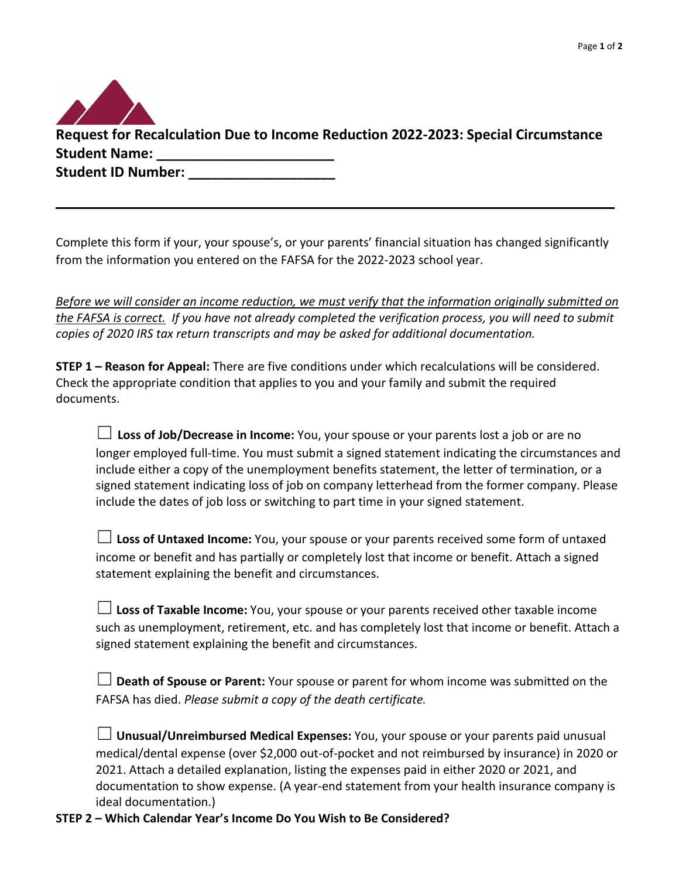# Request for Recalculation Due to Income Reduction 2022-2023: Special Circumstance

**Student Name: ______________________**

**Student ID Number: __________________**

---

Complete this form if your, your spouse's, or your parents' financial situation has changed significantly from the information you entered on the FAFSA for the 2022-2023 school year.

*<u>Before we will consider an income reduction, we must verify that the information originally submitted on the FAFSA is correct.</u> If you have not already completed the verification process, you will need to submit copies of 2020 IRS tax return transcripts and may be asked for additional documentation.*

**STEP 1 – Reason for Appeal:** There are five conditions under which recalculations will be considered. Check the appropriate condition that applies to you and your family and submit the required documents.

☐ **Loss of Job/Decrease in Income:** You, your spouse or your parents lost a job or are no longer employed full-time. You must submit a signed statement indicating the circumstances and include either a copy of the unemployment benefits statement, the letter of termination, or a signed statement indicating loss of job on company letterhead from the former company. Please include the dates of job loss or switching to part time in your signed statement.

☐ **Loss of Untaxed Income:** You, your spouse or your parents received some form of untaxed income or benefit and has partially or completely lost that income or benefit. Attach a signed statement explaining the benefit and circumstances.

☐ **Loss of Taxable Income:** You, your spouse or your parents received other taxable income such as unemployment, retirement, etc. and has completely lost that income or benefit. Attach a signed statement explaining the benefit and circumstances.

☐ **Death of Spouse or Parent:** Your spouse or parent for whom income was submitted on the FAFSA has died. *Please submit a copy of the death certificate.*

☐ **Unusual/Unreimbursed Medical Expenses:** You, your spouse or your parents paid unusual medical/dental expense (over $2,000 out-of-pocket and not reimbursed by insurance) in 2020 or 2021. Attach a detailed explanation, listing the expenses paid in either 2020 or 2021, and documentation to show expense. (A year-end statement from your health insurance company is ideal documentation.)

**STEP 2 – Which Calendar Year's Income Do You Wish to Be Considered?**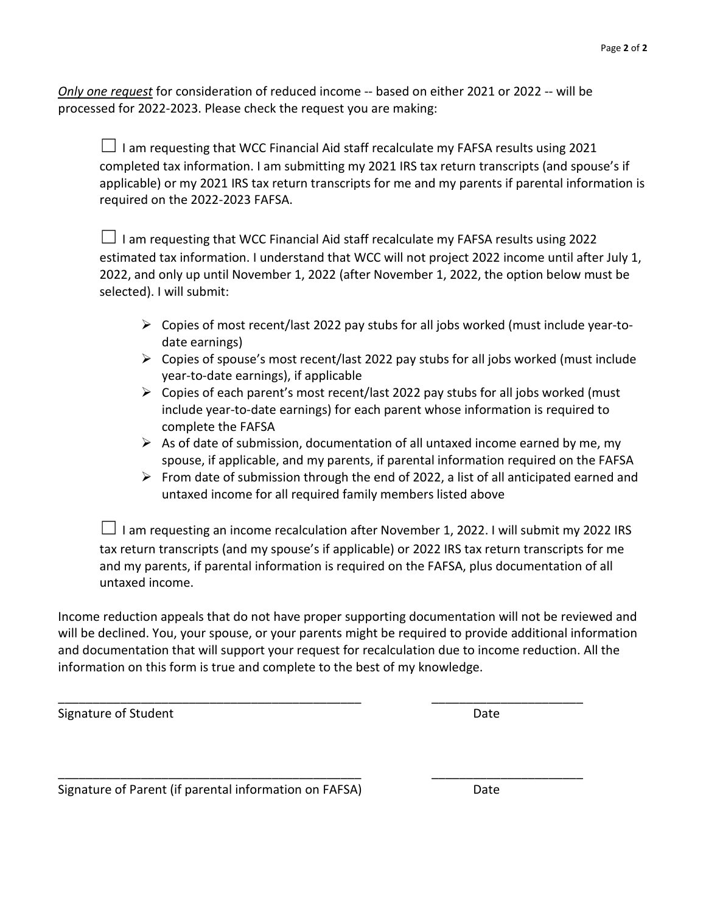*Only one request* for consideration of reduced income -- based on either 2021 or 2022 -- will be processed for 2022-2023. Please check the request you are making:

☐ I am requesting that WCC Financial Aid staff recalculate my FAFSA results using 2021 completed tax information. I am submitting my 2021 IRS tax return transcripts (and spouse's if applicable) or my 2021 IRS tax return transcripts for me and my parents if parental information is required on the 2022-2023 FAFSA.

☐ I am requesting that WCC Financial Aid staff recalculate my FAFSA results using 2022 estimated tax information. I understand that WCC will not project 2022 income until after July 1, 2022, and only up until November 1, 2022 (after November 1, 2022, the option below must be selected). I will submit:

- Copies of most recent/last 2022 pay stubs for all jobs worked (must include year-to-date earnings)
- Copies of spouse's most recent/last 2022 pay stubs for all jobs worked (must include year-to-date earnings), if applicable
- Copies of each parent's most recent/last 2022 pay stubs for all jobs worked (must include year-to-date earnings) for each parent whose information is required to complete the FAFSA
- As of date of submission, documentation of all untaxed income earned by me, my spouse, if applicable, and my parents, if parental information required on the FAFSA
- From date of submission through the end of 2022, a list of all anticipated earned and untaxed income for all required family members listed above

☐ I am requesting an income recalculation after November 1, 2022. I will submit my 2022 IRS tax return transcripts (and my spouse's if applicable) or 2022 IRS tax return transcripts for me and my parents, if parental information is required on the FAFSA, plus documentation of all untaxed income.

Income reduction appeals that do not have proper supporting documentation will not be reviewed and will be declined. You, your spouse, or your parents might be required to provide additional information and documentation that will support your request for recalculation due to income reduction. All the information on this form is true and complete to the best of my knowledge.

_____________________________________________ ______________________

Signature of Student Date

_____________________________________________ ______________________

Signature of Parent (if parental information on FAFSA) Date